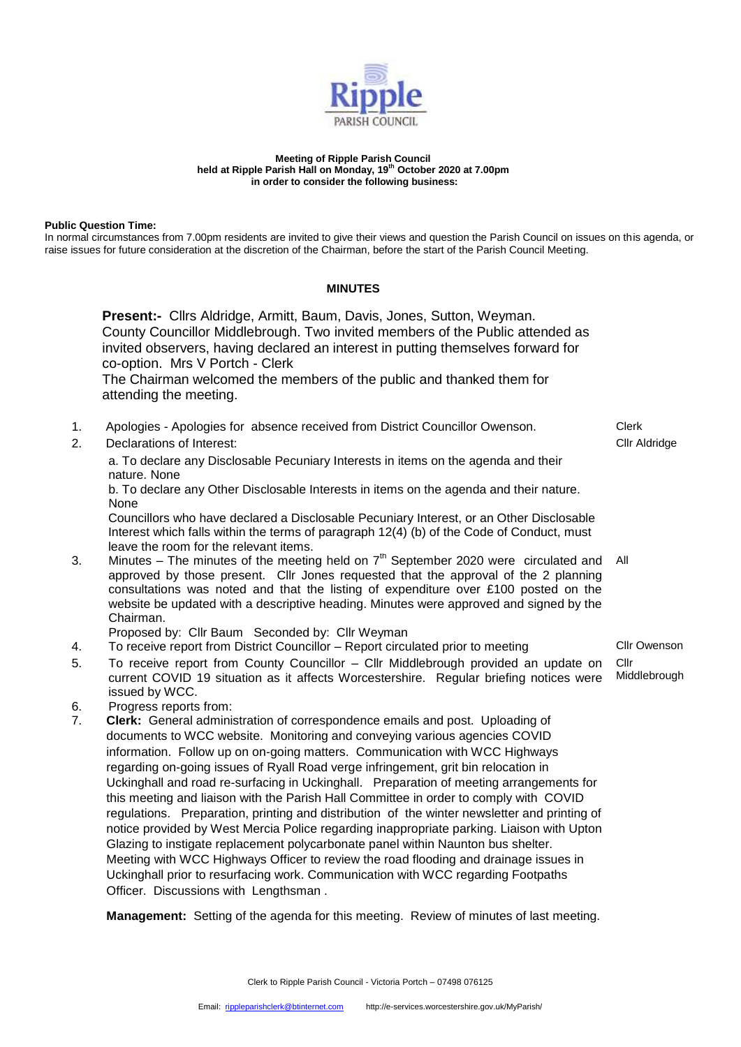**Meeting of Ripple Parish Council**
**held at Ripple Parish Hall on Monday, 19th October 2020 at 7.00pm**
**in order to consider the following business:**

**Public Question Time:**
In normal circumstances from 7.00pm residents are invited to give their views and question the Parish Council on issues on this agenda, or raise issues for future consideration at the discretion of the Chairman, before the start of the Parish Council Meeting.

## MINUTES

**Present:-** Cllrs Aldridge, Armitt, Baum, Davis, Jones, Sutton, Weyman. County Councillor Middlebrough. Two invited members of the Public attended as invited observers, having declared an interest in putting themselves forward for co-option. Mrs V Portch - Clerk
The Chairman welcomed the members of the public and thanked them for attending the meeting.

| | | |
|---|---|---|
| 1. | Apologies - Apologies for absence received from District Councillor Owenson. | Clerk |
| 2. | Declarations of Interest:<br>a. To declare any Disclosable Pecuniary Interests in items on the agenda and their nature. None<br>b. To declare any Other Disclosable Interests in items on the agenda and their nature. None<br>Councillors who have declared a Disclosable Pecuniary Interest, or an Other Disclosable Interest which falls within the terms of paragraph 12(4) (b) of the Code of Conduct, must leave the room for the relevant items. | Cllr Aldridge |
| 3. | Minutes – The minutes of the meeting held on 7th September 2020 were circulated and approved by those present. Cllr Jones requested that the approval of the 2 planning consultations was noted and that the listing of expenditure over £100 posted on the website be updated with a descriptive heading. Minutes were approved and signed by the Chairman.<br>Proposed by: Cllr Baum Seconded by: Cllr Weyman | All |
| 4. | To receive report from District Councillor – Report circulated prior to meeting | Cllr Owenson |
| 5. | To receive report from County Councillor – Cllr Middlebrough provided an update on current COVID 19 situation as it affects Worcestershire. Regular briefing notices were issued by WCC. | Cllr Middlebrough |
| 6. | Progress reports from: | |
| 7. | **Clerk:** General administration of correspondence emails and post. Uploading of documents to WCC website. Monitoring and conveying various agencies COVID information. Follow up on on-going matters. Communication with WCC Highways regarding on-going issues of Ryall Road verge infringement, grit bin relocation in Uckinghall and road re-surfacing in Uckinghall. Preparation of meeting arrangements for this meeting and liaison with the Parish Hall Committee in order to comply with COVID regulations. Preparation, printing and distribution of the winter newsletter and printing of notice provided by West Mercia Police regarding inappropriate parking. Liaison with Upton Glazing to instigate replacement polycarbonate panel within Naunton bus shelter. Meeting with WCC Highways Officer to review the road flooding and drainage issues in Uckinghall prior to resurfacing work. Communication with WCC regarding Footpaths Officer. Discussions with Lengthsman .<br><br>**Management:** Setting of the agenda for this meeting. Review of minutes of last meeting. | |

Clerk to Ripple Parish Council - Victoria Portch – 07498 076125

Email: rippleparishclerk@btinternet.com http://e-services.worcestershire.gov.uk/MyParish/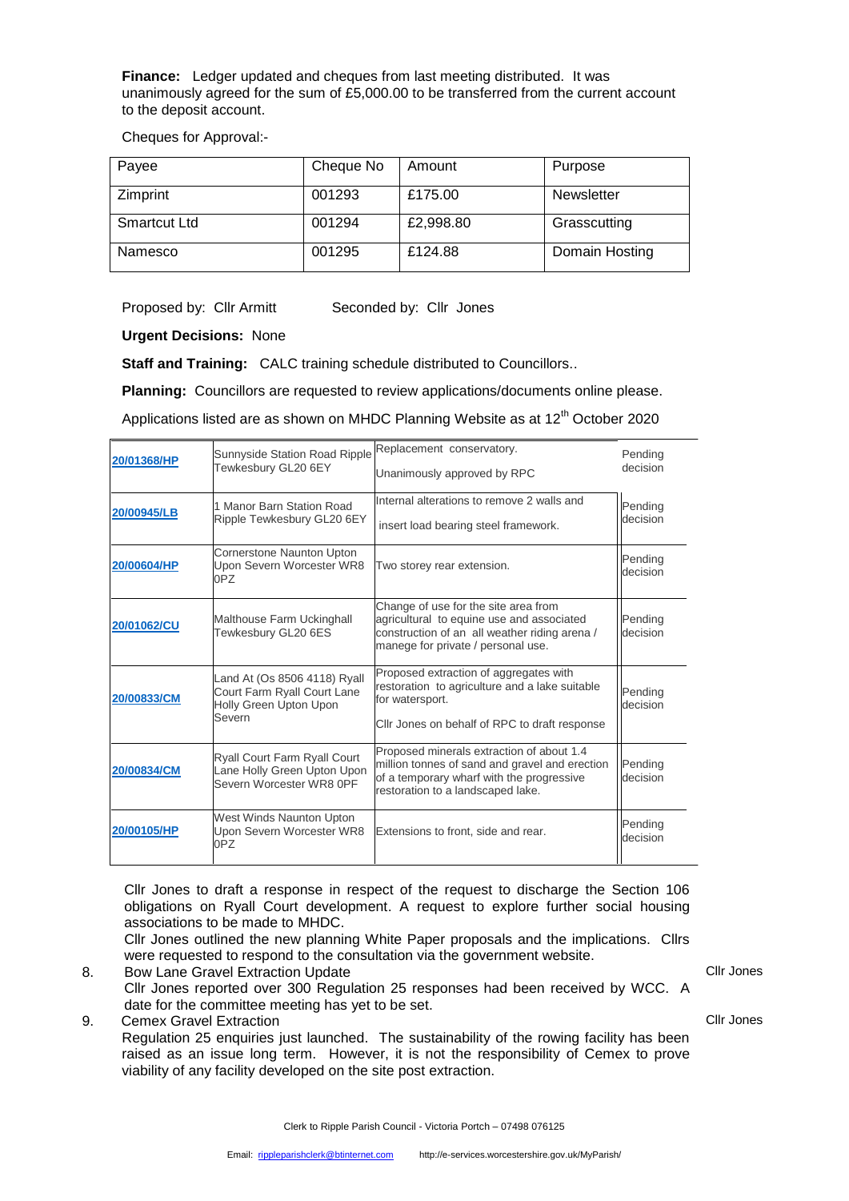**Finance:** Ledger updated and cheques from last meeting distributed. It was unanimously agreed for the sum of £5,000.00 to be transferred from the current account to the deposit account.

Cheques for Approval:-

| Payee | Cheque No | Amount | Purpose |
|---|---|---|---|
| Zimprint | 001293 | £175.00 | Newsletter |
| Smartcut Ltd | 001294 | £2,998.80 | Grasscutting |
| Namesco | 001295 | £124.88 | Domain Hosting |

Proposed by: Cllr Armitt Seconded by: Cllr Jones

**Urgent Decisions:** None

**Staff and Training:** CALC training schedule distributed to Councillors..

**Planning:** Councillors are requested to review applications/documents online please.

Applications listed are as shown on MHDC Planning Website as at 12th October 2020

| | | | |
|---|---|---|---|
| 20/01368/HP | Sunnyside Station Road Ripple Tewkesbury GL20 6EY | Replacement conservatory. Unanimously approved by RPC | Pending decision |
| 20/00945/LB | 1 Manor Barn Station Road Ripple Tewkesbury GL20 6EY | Internal alterations to remove 2 walls and insert load bearing steel framework. | Pending decision |
| 20/00604/HP | Cornerstone Naunton Upton Upon Severn Worcester WR8 0PZ | Two storey rear extension. | Pending decision |
| 20/01062/CU | Malthouse Farm Uckinghall Tewkesbury GL20 6ES | Change of use for the site area from agricultural to equine use and associated construction of an all weather riding arena / manege for private / personal use. | Pending decision |
| 20/00833/CM | Land At (Os 8506 4118) Ryall Court Farm Ryall Court Lane Holly Green Upton Upon Severn | Proposed extraction of aggregates with restoration to agriculture and a lake suitable for watersport. Cllr Jones on behalf of RPC to draft response | Pending decision |
| 20/00834/CM | Ryall Court Farm Ryall Court Lane Holly Green Upton Upon Severn Worcester WR8 0PF | Proposed minerals extraction of about 1.4 million tonnes of sand and gravel and erection of a temporary wharf with the progressive restoration to a landscaped lake. | Pending decision |
| 20/00105/HP | West Winds Naunton Upton Upon Severn Worcester WR8 0PZ | Extensions to front, side and rear. | Pending decision |

Cllr Jones to draft a response in respect of the request to discharge the Section 106 obligations on Ryall Court development. A request to explore further social housing associations to be made to MHDC.

Cllr Jones outlined the new planning White Paper proposals and the implications. Cllrs were requested to respond to the consultation via the government website.

8. Bow Lane Gravel Extraction Update — Cllr Jones

   Cllr Jones reported over 300 Regulation 25 responses had been received by WCC. A date for the committee meeting has yet to be set.

9. Cemex Gravel Extraction — Cllr Jones

   Regulation 25 enquiries just launched. The sustainability of the rowing facility has been raised as an issue long term. However, it is not the responsibility of Cemex to prove viability of any facility developed on the site post extraction.

Clerk to Ripple Parish Council - Victoria Portch – 07498 076125

Email: rippleparishclerk@btinternet.com http://e-services.worcestershire.gov.uk/MyParish/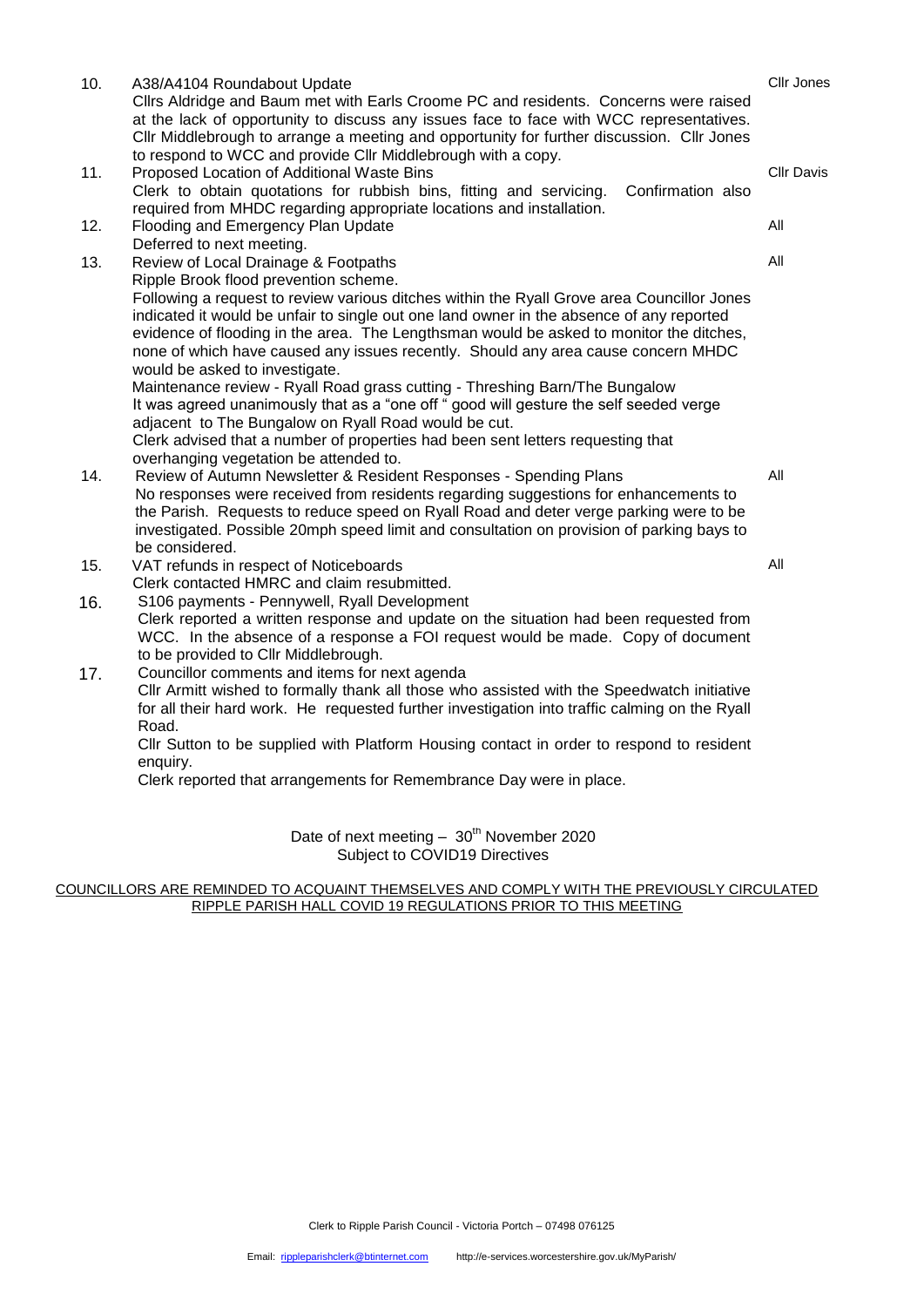10. A38/A4104 Roundabout Update — Cllr Jones

    Cllrs Aldridge and Baum met with Earls Croome PC and residents. Concerns were raised at the lack of opportunity to discuss any issues face to face with WCC representatives. Cllr Middlebrough to arrange a meeting and opportunity for further discussion. Cllr Jones to respond to WCC and provide Cllr Middlebrough with a copy.

11. Proposed Location of Additional Waste Bins — Cllr Davis

    Clerk to obtain quotations for rubbish bins, fitting and servicing. Confirmation also required from MHDC regarding appropriate locations and installation.

12. Flooding and Emergency Plan Update — All

    Deferred to next meeting.

13. Review of Local Drainage & Footpaths — All

    Ripple Brook flood prevention scheme.

    Following a request to review various ditches within the Ryall Grove area Councillor Jones indicated it would be unfair to single out one land owner in the absence of any reported evidence of flooding in the area. The Lengthsman would be asked to monitor the ditches, none of which have caused any issues recently. Should any area cause concern MHDC would be asked to investigate.

    Maintenance review - Ryall Road grass cutting - Threshing Barn/The Bungalow

    It was agreed unanimously that as a "one off " good will gesture the self seeded verge adjacent to The Bungalow on Ryall Road would be cut.

    Clerk advised that a number of properties had been sent letters requesting that overhanging vegetation be attended to.

14. Review of Autumn Newsletter & Resident Responses - Spending Plans — All

    No responses were received from residents regarding suggestions for enhancements to the Parish. Requests to reduce speed on Ryall Road and deter verge parking were to be investigated. Possible 20mph speed limit and consultation on provision of parking bays to be considered.

15. VAT refunds in respect of Noticeboards — All

    Clerk contacted HMRC and claim resubmitted.

16. S106 payments - Pennywell, Ryall Development

    Clerk reported a written response and update on the situation had been requested from WCC. In the absence of a response a FOI request would be made. Copy of document to be provided to Cllr Middlebrough.

17. Councillor comments and items for next agenda

    Cllr Armitt wished to formally thank all those who assisted with the Speedwatch initiative for all their hard work. He requested further investigation into traffic calming on the Ryall Road.

    Cllr Sutton to be supplied with Platform Housing contact in order to respond to resident enquiry.

    Clerk reported that arrangements for Remembrance Day were in place.

Date of next meeting – 30th November 2020
Subject to COVID19 Directives

COUNCILLORS ARE REMINDED TO ACQUAINT THEMSELVES AND COMPLY WITH THE PREVIOUSLY CIRCULATED RIPPLE PARISH HALL COVID 19 REGULATIONS PRIOR TO THIS MEETING

Clerk to Ripple Parish Council - Victoria Portch – 07498 076125

Email: rippleparishclerk@btinternet.com http://e-services.worcestershire.gov.uk/MyParish/